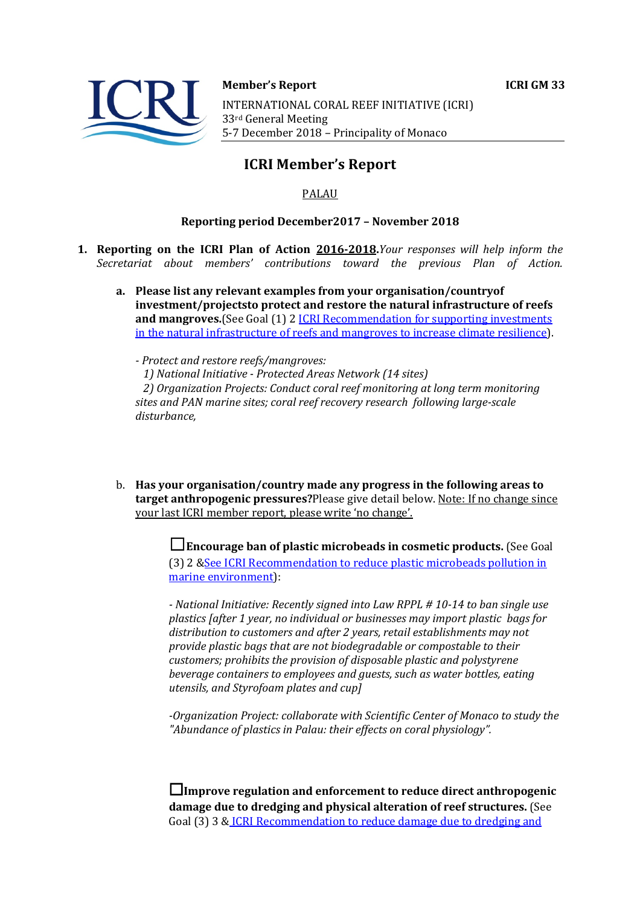**Member's Report** **ICRI GM 33**

INTERNATIONAL CORAL REEF INITIATIVE (ICRI)
33rd General Meeting
5-7 December 2018 – Principality of Monaco

# ICRI Member's Report

PALAU

**Reporting period December2017 – November 2018**

1. **Reporting on the ICRI Plan of Action 2016-2018.** *Your responses will help inform the Secretariat about members' contributions toward the previous Plan of Action.*

   a. **Please list any relevant examples from your organisation/countryof investment/projectsto protect and restore the natural infrastructure of reefs and mangroves.**(See Goal (1) 2 [ICRI Recommendation for supporting investments in the natural infrastructure of reefs and mangroves to increase climate resilience](#)).

   *- Protect and restore reefs/mangroves:*
   *1) National Initiative - Protected Areas Network (14 sites)*
   *2) Organization Projects: Conduct coral reef monitoring at long term monitoring sites and PAN marine sites; coral reef recovery research following large-scale disturbance,*

   b. **Has your organisation/country made any progress in the following areas to target anthropogenic pressures?** Please give detail below. Note: If no change since your last ICRI member report, please write 'no change'.

   ☐ **Encourage ban of plastic microbeads in cosmetic products.** (See Goal (3) 2 &[See ICRI Recommendation to reduce plastic microbeads pollution in marine environment](#)):

   *- National Initiative: Recently signed into Law RPPL # 10-14 to ban single use plastics [after 1 year, no individual or businesses may import plastic bags for distribution to customers and after 2 years, retail establishments may not provide plastic bags that are not biodegradable or compostable to their customers; prohibits the provision of disposable plastic and polystyrene beverage containers to employees and guests, such as water bottles, eating utensils, and Styrofoam plates and cup]*

   *-Organization Project: collaborate with Scientific Center of Monaco to study the "Abundance of plastics in Palau: their effects on coral physiology".*

   ☐ **Improve regulation and enforcement to reduce direct anthropogenic damage due to dredging and physical alteration of reef structures.** (See Goal (3) 3 & [ICRI Recommendation to reduce damage due to dredging and](#)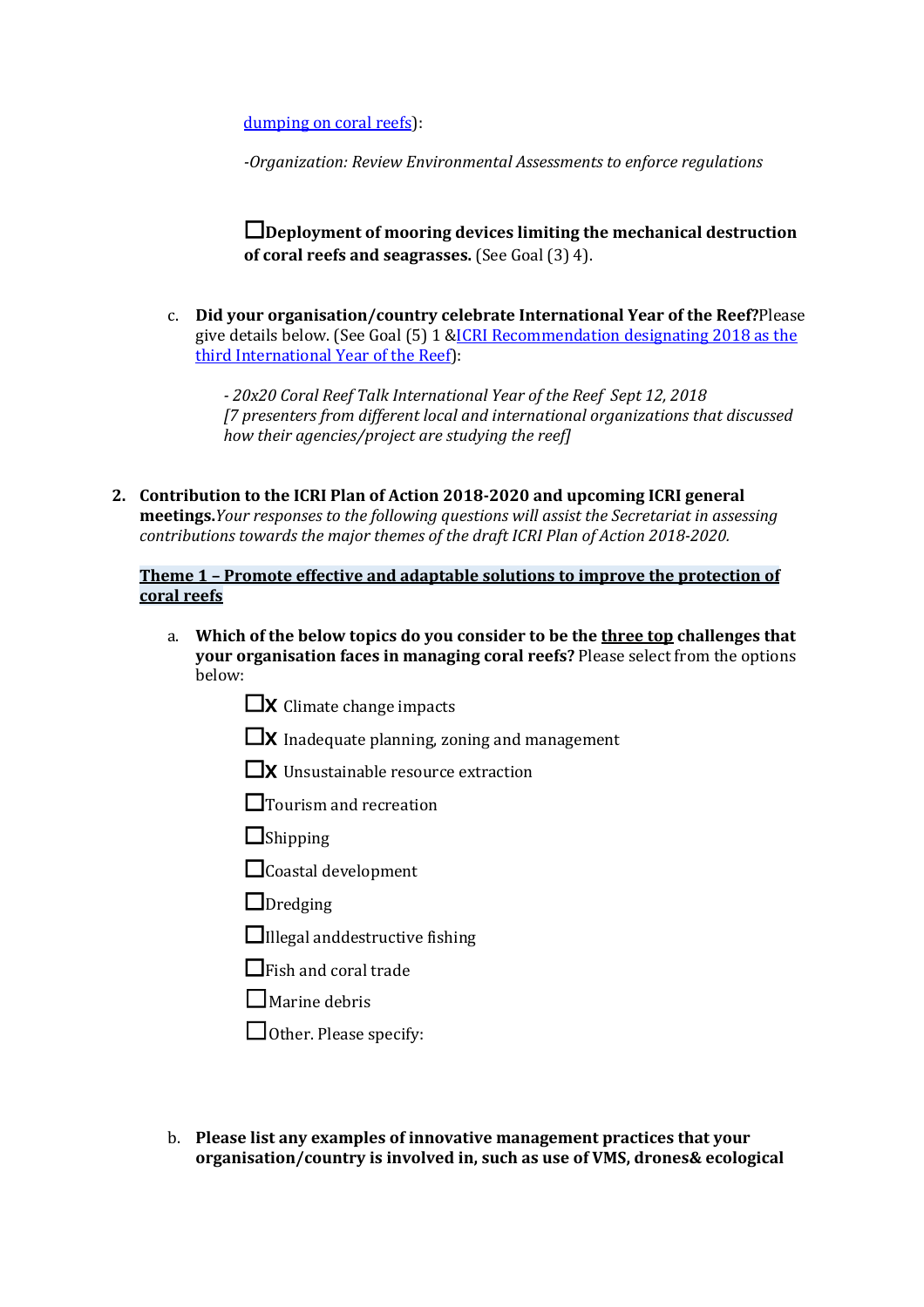[dumping on coral reefs](#)):

*-Organization: Review Environmental Assessments to enforce regulations*

☐**Deployment of mooring devices limiting the mechanical destruction of coral reefs and seagrasses.** (See Goal (3) 4).

c. **Did your organisation/country celebrate International Year of the Reef?**Please give details below. (See Goal (5) 1 &[ICRI Recommendation designating 2018 as the third International Year of the Reef](#)):

*- 20x20 Coral Reef Talk International Year of the Reef Sept 12, 2018*
*[7 presenters from different local and international organizations that discussed how their agencies/project are studying the reef]*

**2. Contribution to the ICRI Plan of Action 2018-2020 and upcoming ICRI general meetings.***Your responses to the following questions will assist the Secretariat in assessing contributions towards the major themes of the draft ICRI Plan of Action 2018-2020.*

**Theme 1 – Promote effective and adaptable solutions to improve the protection of coral reefs**

a. **Which of the below topics do you consider to be the three top challenges that your organisation faces in managing coral reefs?** Please select from the options below:

☐**X** Climate change impacts

☐**X** Inadequate planning, zoning and management

☐**X** Unsustainable resource extraction

☐Tourism and recreation

☐Shipping

☐Coastal development

☐Dredging

☐Illegal anddestructive fishing

☐Fish and coral trade

☐Marine debris

☐Other. Please specify:

b. **Please list any examples of innovative management practices that your organisation/country is involved in, such as use of VMS, drones& ecological**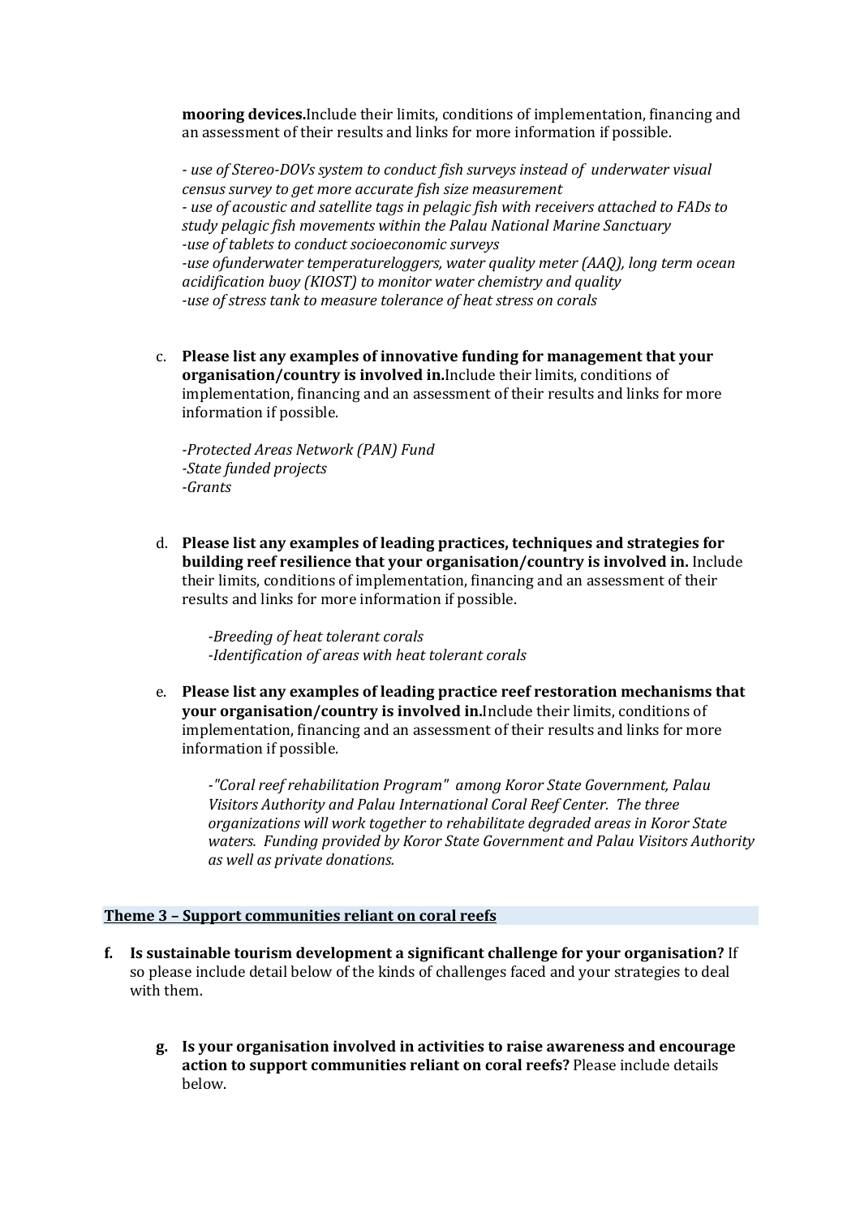**mooring devices.**Include their limits, conditions of implementation, financing and an assessment of their results and links for more information if possible.

*- use of Stereo-DOVs system to conduct fish surveys instead of underwater visual census survey to get more accurate fish size measurement*
*- use of acoustic and satellite tags in pelagic fish with receivers attached to FADs to study pelagic fish movements within the Palau National Marine Sanctuary*
*-use of tablets to conduct socioeconomic surveys*
*-use ofunderwater temperatureloggers, water quality meter (AAQ), long term ocean acidification buoy (KIOST) to monitor water chemistry and quality*
*-use of stress tank to measure tolerance of heat stress on corals*

c. **Please list any examples of innovative funding for management that your organisation/country is involved in.**Include their limits, conditions of implementation, financing and an assessment of their results and links for more information if possible.

*-Protected Areas Network (PAN) Fund*
*-State funded projects*
*-Grants*

d. **Please list any examples of leading practices, techniques and strategies for building reef resilience that your organisation/country is involved in.** Include their limits, conditions of implementation, financing and an assessment of their results and links for more information if possible.

*-Breeding of heat tolerant corals*
*-Identification of areas with heat tolerant corals*

e. **Please list any examples of leading practice reef restoration mechanisms that your organisation/country is involved in.**Include their limits, conditions of implementation, financing and an assessment of their results and links for more information if possible.

*-"Coral reef rehabilitation Program" among Koror State Government, Palau Visitors Authority and Palau International Coral Reef Center. The three organizations will work together to rehabilitate degraded areas in Koror State waters. Funding provided by Koror State Government and Palau Visitors Authority as well as private donations.*

## Theme 3 – Support communities reliant on coral reefs

**f. Is sustainable tourism development a significant challenge for your organisation?** If so please include detail below of the kinds of challenges faced and your strategies to deal with them.

**g. Is your organisation involved in activities to raise awareness and encourage action to support communities reliant on coral reefs?** Please include details below.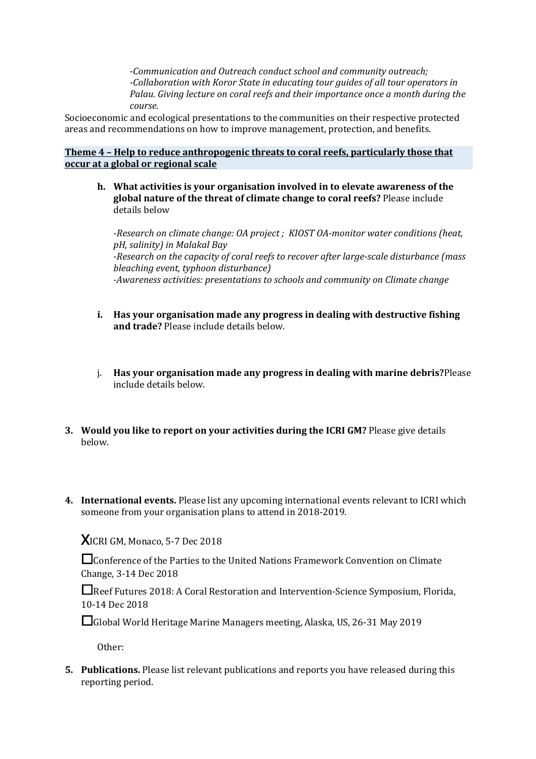*-Communication and Outreach conduct school and community outreach;*
*-Collaboration with Koror State in educating tour guides of all tour operators in Palau. Giving lecture on coral reefs and their importance once a month during the course.*

Socioeconomic and ecological presentations to the communities on their respective protected areas and recommendations on how to improve management, protection, and benefits.

**Theme 4 – Help to reduce anthropogenic threats to coral reefs, particularly those that occur at a global or regional scale**

h. **What activities is your organisation involved in to elevate awareness of the global nature of the threat of climate change to coral reefs?** Please include details below

*-Research on climate change: OA project ; KIOST OA-monitor water conditions (heat, pH, salinity) in Malakal Bay*
*-Research on the capacity of coral reefs to recover after large-scale disturbance (mass bleaching event, typhoon disturbance)*
*-Awareness activities: presentations to schools and community on Climate change*

i. **Has your organisation made any progress in dealing with destructive fishing and trade?** Please include details below.

j. **Has your organisation made any progress in dealing with marine debris?** Please include details below.

3. **Would you like to report on your activities during the ICRI GM?** Please give details below.

4. **International events.** Please list any upcoming international events relevant to ICRI which someone from your organisation plans to attend in 2018-2019.

X ICRI GM, Monaco, 5-7 Dec 2018

☐ Conference of the Parties to the United Nations Framework Convention on Climate Change, 3-14 Dec 2018

☐ Reef Futures 2018: A Coral Restoration and Intervention-Science Symposium, Florida, 10-14 Dec 2018

☐ Global World Heritage Marine Managers meeting, Alaska, US, 26-31 May 2019

Other:

5. **Publications.** Please list relevant publications and reports you have released during this reporting period.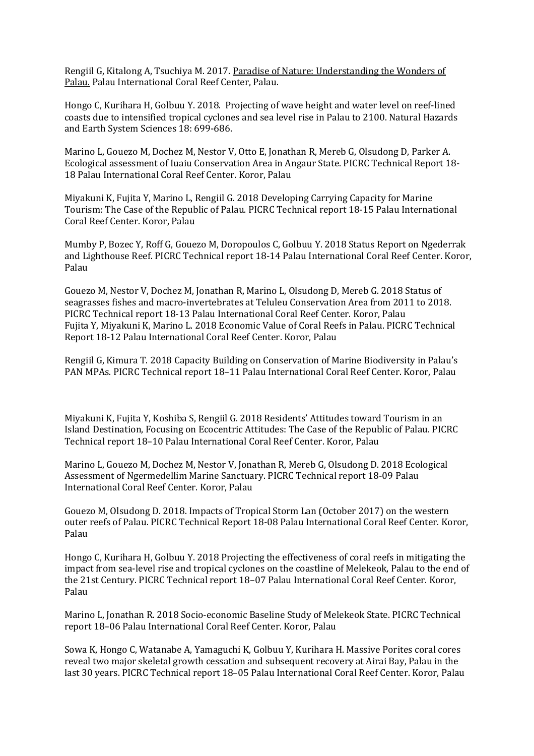Rengiil G, Kitalong A, Tsuchiya M. 2017. Paradise of Nature: Understanding the Wonders of Palau. Palau International Coral Reef Center, Palau.

Hongo C, Kurihara H, Golbuu Y. 2018. Projecting of wave height and water level on reef-lined coasts due to intensified tropical cyclones and sea level rise in Palau to 2100. Natural Hazards and Earth System Sciences 18: 699-686.

Marino L, Gouezo M, Dochez M, Nestor V, Otto E, Jonathan R, Mereb G, Olsudong D, Parker A. Ecological assessment of Iuaiu Conservation Area in Angaur State. PICRC Technical Report 18-18 Palau International Coral Reef Center. Koror, Palau

Miyakuni K, Fujita Y, Marino L, Rengiil G. 2018 Developing Carrying Capacity for Marine Tourism: The Case of the Republic of Palau. PICRC Technical report 18-15 Palau International Coral Reef Center. Koror, Palau

Mumby P, Bozec Y, Roff G, Gouezo M, Doropoulos C, Golbuu Y. 2018 Status Report on Ngederrak and Lighthouse Reef. PICRC Technical report 18-14 Palau International Coral Reef Center. Koror, Palau

Gouezo M, Nestor V, Dochez M, Jonathan R, Marino L, Olsudong D, Mereb G. 2018 Status of seagrasses fishes and macro-invertebrates at Teluleu Conservation Area from 2011 to 2018. PICRC Technical report 18-13 Palau International Coral Reef Center. Koror, Palau
Fujita Y, Miyakuni K, Marino L. 2018 Economic Value of Coral Reefs in Palau. PICRC Technical Report 18-12 Palau International Coral Reef Center. Koror, Palau

Rengiil G, Kimura T. 2018 Capacity Building on Conservation of Marine Biodiversity in Palau's PAN MPAs. PICRC Technical report 18–11 Palau International Coral Reef Center. Koror, Palau

Miyakuni K, Fujita Y, Koshiba S, Rengiil G. 2018 Residents' Attitudes toward Tourism in an Island Destination, Focusing on Ecocentric Attitudes: The Case of the Republic of Palau. PICRC Technical report 18–10 Palau International Coral Reef Center. Koror, Palau

Marino L, Gouezo M, Dochez M, Nestor V, Jonathan R, Mereb G, Olsudong D. 2018 Ecological Assessment of Ngermedellim Marine Sanctuary. PICRC Technical report 18-09 Palau International Coral Reef Center. Koror, Palau

Gouezo M, Olsudong D. 2018. Impacts of Tropical Storm Lan (October 2017) on the western outer reefs of Palau. PICRC Technical Report 18-08 Palau International Coral Reef Center. Koror, Palau

Hongo C, Kurihara H, Golbuu Y. 2018 Projecting the effectiveness of coral reefs in mitigating the impact from sea-level rise and tropical cyclones on the coastline of Melekeok, Palau to the end of the 21st Century. PICRC Technical report 18–07 Palau International Coral Reef Center. Koror, Palau

Marino L, Jonathan R. 2018 Socio-economic Baseline Study of Melekeok State. PICRC Technical report 18–06 Palau International Coral Reef Center. Koror, Palau

Sowa K, Hongo C, Watanabe A, Yamaguchi K, Golbuu Y, Kurihara H. Massive Porites coral cores reveal two major skeletal growth cessation and subsequent recovery at Airai Bay, Palau in the last 30 years. PICRC Technical report 18–05 Palau International Coral Reef Center. Koror, Palau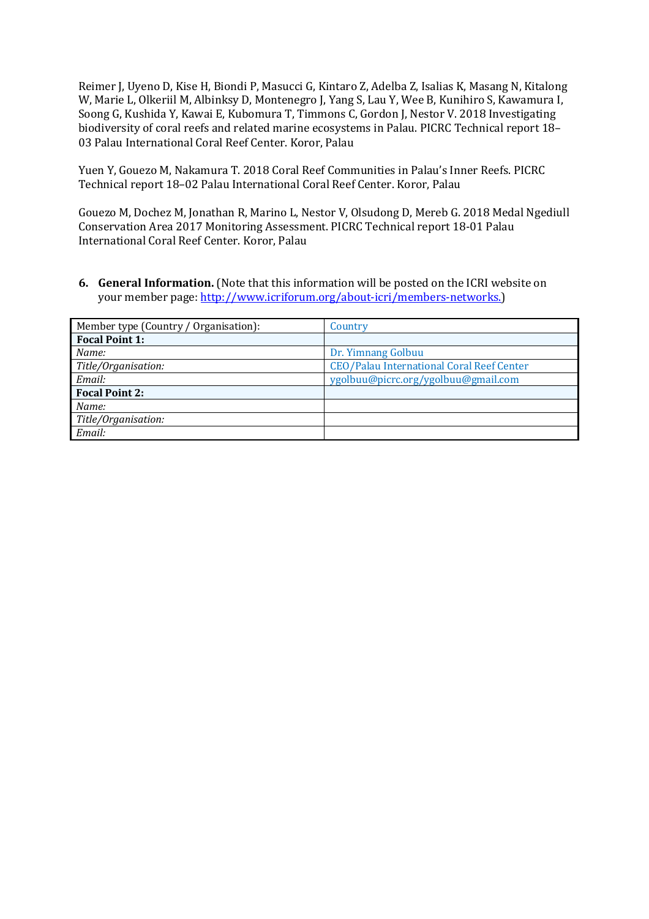Reimer J, Uyeno D, Kise H, Biondi P, Masucci G, Kintaro Z, Adelba Z, Isalias K, Masang N, Kitalong W, Marie L, Olkeriil M, Albinksy D, Montenegro J, Yang S, Lau Y, Wee B, Kunihiro S, Kawamura I, Soong G, Kushida Y, Kawai E, Kubomura T, Timmons C, Gordon J, Nestor V. 2018 Investigating biodiversity of coral reefs and related marine ecosystems in Palau. PICRC Technical report 18–03 Palau International Coral Reef Center. Koror, Palau

Yuen Y, Gouezo M, Nakamura T. 2018 Coral Reef Communities in Palau's Inner Reefs. PICRC Technical report 18–02 Palau International Coral Reef Center. Koror, Palau

Gouezo M, Dochez M, Jonathan R, Marino L, Nestor V, Olsudong D, Mereb G. 2018 Medal Ngediull Conservation Area 2017 Monitoring Assessment. PICRC Technical report 18-01 Palau International Coral Reef Center. Koror, Palau

6. **General Information.** (Note that this information will be posted on the ICRI website on your member page: http://www.icriforum.org/about-icri/members-networks.)

| | |
|---|---|
| Member type (Country / Organisation): | Country |
| **Focal Point 1:** | |
| *Name:* | Dr. Yimnang Golbuu |
| *Title/Organisation:* | CEO/Palau International Coral Reef Center |
| *Email:* | ygolbuu@picrc.org/ygolbuu@gmail.com |
| **Focal Point 2:** | |
| *Name:* | |
| *Title/Organisation:* | |
| *Email:* | |